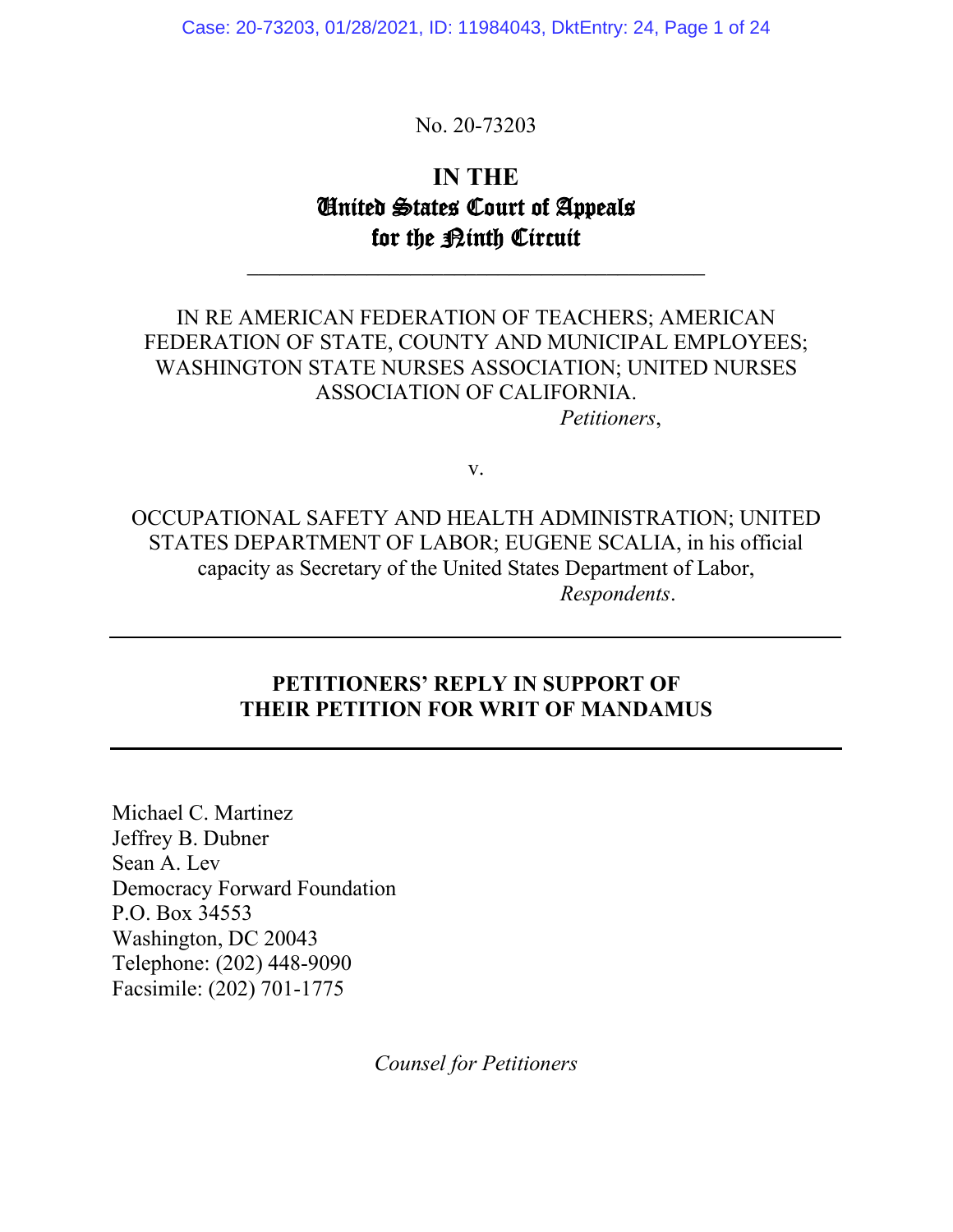No. 20-73203

# IN THE
# United States Court of Appeals
# for the Ninth Circuit

---

IN RE AMERICAN FEDERATION OF TEACHERS; AMERICAN FEDERATION OF STATE, COUNTY AND MUNICIPAL EMPLOYEES; WASHINGTON STATE NURSES ASSOCIATION; UNITED NURSES ASSOCIATION OF CALIFORNIA.

*Petitioners*,

v.

OCCUPATIONAL SAFETY AND HEALTH ADMINISTRATION; UNITED STATES DEPARTMENT OF LABOR; EUGENE SCALIA, in his official capacity as Secretary of the United States Department of Labor,

*Respondents*.

---

**PETITIONERS' REPLY IN SUPPORT OF THEIR PETITION FOR WRIT OF MANDAMUS**

---

Michael C. Martinez
Jeffrey B. Dubner
Sean A. Lev
Democracy Forward Foundation
P.O. Box 34553
Washington, DC 20043
Telephone: (202) 448-9090
Facsimile: (202) 701-1775

*Counsel for Petitioners*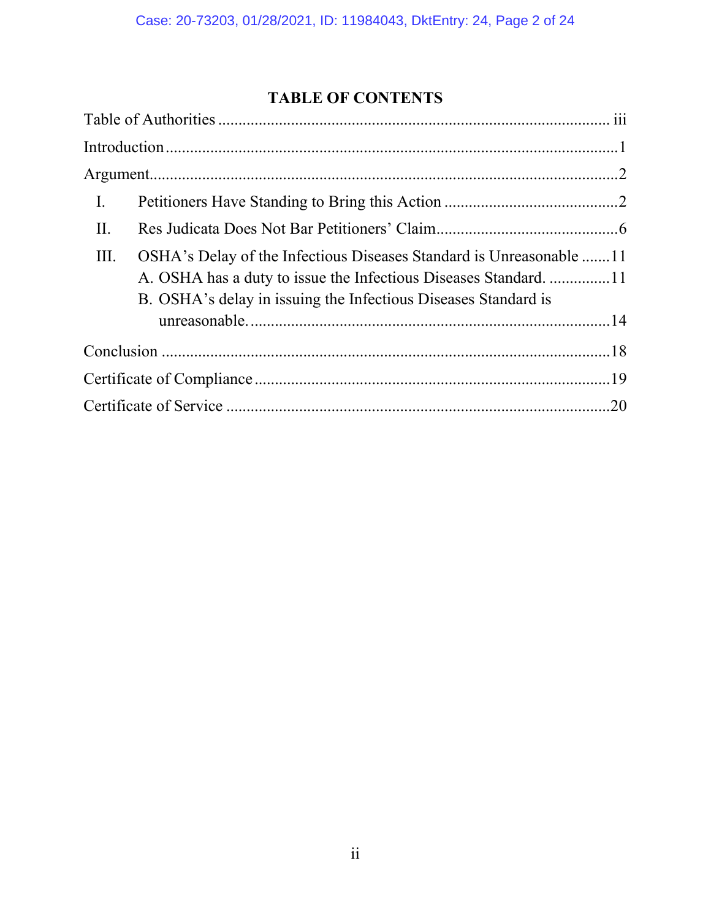## TABLE OF CONTENTS

Table of Authorities ..................................................................................... iii

Introduction .................................................................................................... 1

Argument ........................................................................................................ 2

I. Petitioners Have Standing to Bring this Action ........................................... 2

II. Res Judicata Does Not Bar Petitioners' Claim ............................................ 6

III. OSHA's Delay of the Infectious Diseases Standard is Unreasonable ....... 11

A. OSHA has a duty to issue the Infectious Diseases Standard. ............... 11

B. OSHA's delay in issuing the Infectious Diseases Standard is unreasonable. ......................................................................................... 14

Conclusion .................................................................................................... 18

Certificate of Compliance ............................................................................ 19

Certificate of Service .................................................................................... 20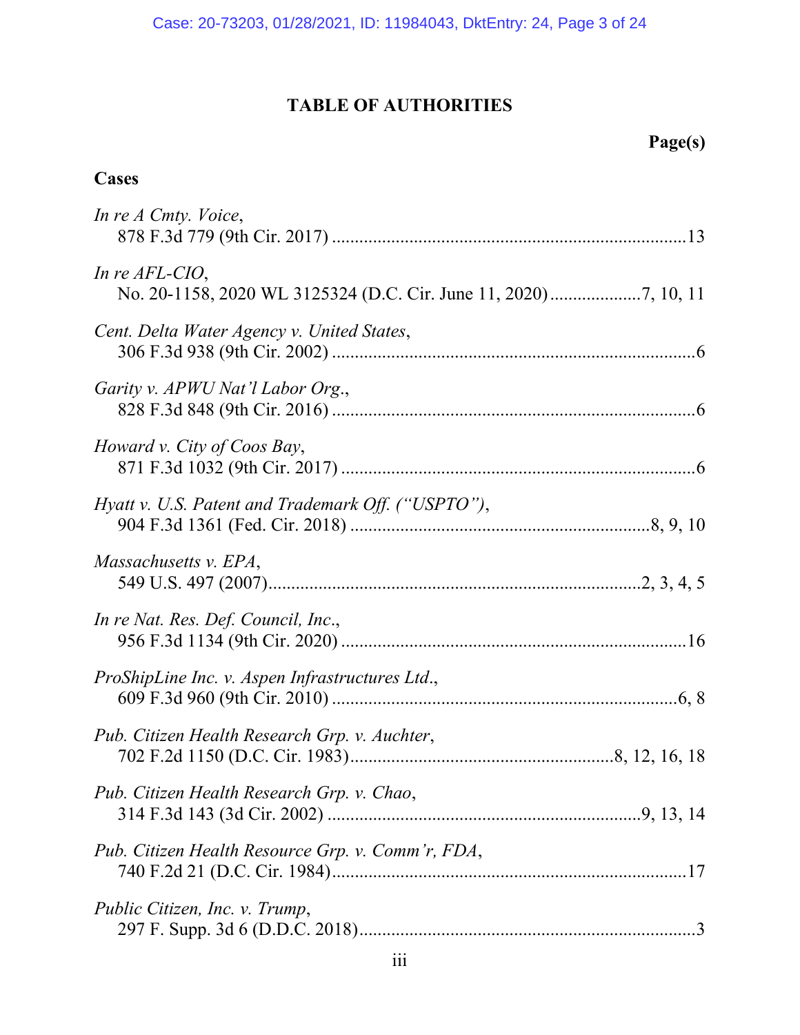# TABLE OF AUTHORITIES

**Page(s)**

## Cases

*In re A Cmty. Voice*,
878 F.3d 779 (9th Cir. 2017) ..............................................................................13

*In re AFL-CIO*,
No. 20-1158, 2020 WL 3125324 (D.C. Cir. June 11, 2020) ....................7, 10, 11

*Cent. Delta Water Agency v. United States*,
306 F.3d 938 (9th Cir. 2002) ................................................................................6

*Garity v. APWU Nat'l Labor Org.*,
828 F.3d 848 (9th Cir. 2016) ................................................................................6

*Howard v. City of Coos Bay*,
871 F.3d 1032 (9th Cir. 2017) ..............................................................................6

*Hyatt v. U.S. Patent and Trademark Off. ("USPTO")*,
904 F.3d 1361 (Fed. Cir. 2018) .................................................................8, 9, 10

*Massachusetts v. EPA*,
549 U.S. 497 (2007)................................................................................2, 3, 4, 5

*In re Nat. Res. Def. Council, Inc.*,
956 F.3d 1134 (9th Cir. 2020) ............................................................................16

*ProShipLine Inc. v. Aspen Infrastructures Ltd.*,
609 F.3d 960 (9th Cir. 2010) ............................................................................6, 8

*Pub. Citizen Health Research Grp. v. Auchter*,
702 F.2d 1150 (D.C. Cir. 1983).........................................................8, 12, 16, 18

*Pub. Citizen Health Research Grp. v. Chao*,
314 F.3d 143 (3d Cir. 2002) ...................................................................9, 13, 14

*Pub. Citizen Health Resource Grp. v. Comm'r, FDA*,
740 F.2d 21 (D.C. Cir. 1984)..............................................................................17

*Public Citizen, Inc. v. Trump*,
297 F. Supp. 3d 6 (D.D.C. 2018).........................................................................3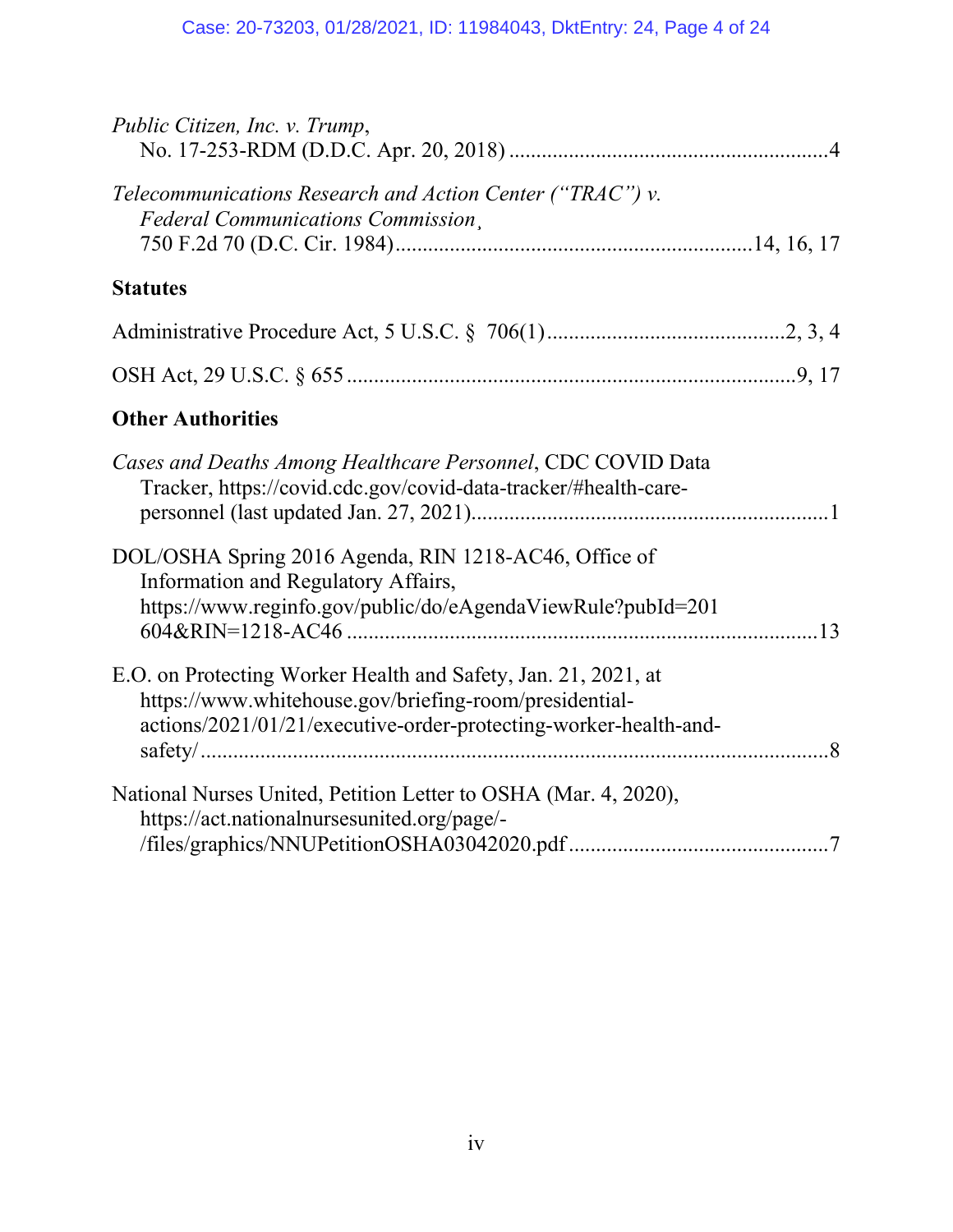*Public Citizen, Inc. v. Trump*,
No. 17-253-RDM (D.D.C. Apr. 20, 2018) ....................................................... 4

*Telecommunications Research and Action Center (“TRAC”) v. Federal Communications Commission*¸
750 F.2d 70 (D.C. Cir. 1984) ............................................................... 14, 16, 17

**Statutes**

Administrative Procedure Act, 5 U.S.C. § 706(1) ........................................... 2, 3, 4

OSH Act, 29 U.S.C. § 655 ........................................................................... 9, 17

**Other Authorities**

*Cases and Deaths Among Healthcare Personnel*, CDC COVID Data Tracker, https://covid.cdc.gov/covid-data-tracker/#health-care-personnel (last updated Jan. 27, 2021) ............................................................... 1

DOL/OSHA Spring 2016 Agenda, RIN 1218-AC46, Office of Information and Regulatory Affairs, https://www.reginfo.gov/public/do/eAgendaViewRule?pubId=201604&RIN=1218-AC46 ........................................................................ 13

E.O. on Protecting Worker Health and Safety, Jan. 21, 2021, at https://www.whitehouse.gov/briefing-room/presidential-actions/2021/01/21/executive-order-protecting-worker-health-and-safety/ ............................................................................................ 8

National Nurses United, Petition Letter to OSHA (Mar. 4, 2020), https://act.nationalnursesunited.org/page/-/files/graphics/NNUPetitionOSHA03042020.pdf ............................................ 7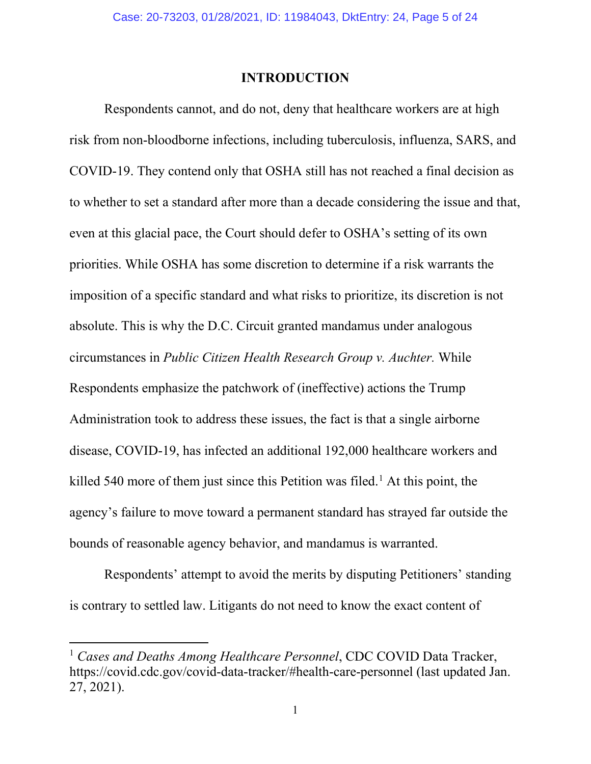## INTRODUCTION

Respondents cannot, and do not, deny that healthcare workers are at high risk from non-bloodborne infections, including tuberculosis, influenza, SARS, and COVID-19. They contend only that OSHA still has not reached a final decision as to whether to set a standard after more than a decade considering the issue and that, even at this glacial pace, the Court should defer to OSHA's setting of its own priorities. While OSHA has some discretion to determine if a risk warrants the imposition of a specific standard and what risks to prioritize, its discretion is not absolute. This is why the D.C. Circuit granted mandamus under analogous circumstances in *Public Citizen Health Research Group v. Auchter.* While Respondents emphasize the patchwork of (ineffective) actions the Trump Administration took to address these issues, the fact is that a single airborne disease, COVID-19, has infected an additional 192,000 healthcare workers and killed 540 more of them just since this Petition was filed.[1] At this point, the agency's failure to move toward a permanent standard has strayed far outside the bounds of reasonable agency behavior, and mandamus is warranted.

Respondents' attempt to avoid the merits by disputing Petitioners' standing is contrary to settled law. Litigants do not need to know the exact content of

---

[1] *Cases and Deaths Among Healthcare Personnel*, CDC COVID Data Tracker, https://covid.cdc.gov/covid-data-tracker/#health-care-personnel (last updated Jan. 27, 2021).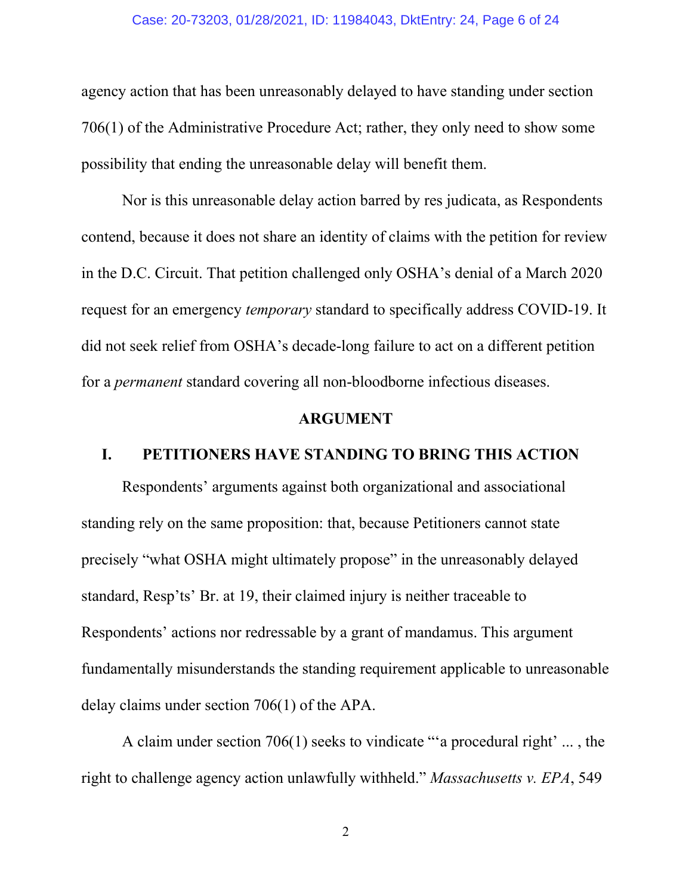agency action that has been unreasonably delayed to have standing under section 706(1) of the Administrative Procedure Act; rather, they only need to show some possibility that ending the unreasonable delay will benefit them.

Nor is this unreasonable delay action barred by res judicata, as Respondents contend, because it does not share an identity of claims with the petition for review in the D.C. Circuit. That petition challenged only OSHA's denial of a March 2020 request for an emergency *temporary* standard to specifically address COVID-19. It did not seek relief from OSHA's decade-long failure to act on a different petition for a *permanent* standard covering all non-bloodborne infectious diseases.

## ARGUMENT

### I. PETITIONERS HAVE STANDING TO BRING THIS ACTION

Respondents' arguments against both organizational and associational standing rely on the same proposition: that, because Petitioners cannot state precisely "what OSHA might ultimately propose" in the unreasonably delayed standard, Resp'ts' Br. at 19, their claimed injury is neither traceable to Respondents' actions nor redressable by a grant of mandamus. This argument fundamentally misunderstands the standing requirement applicable to unreasonable delay claims under section 706(1) of the APA.

A claim under section 706(1) seeks to vindicate "'a procedural right' ... , the right to challenge agency action unlawfully withheld." *Massachusetts v. EPA*, 549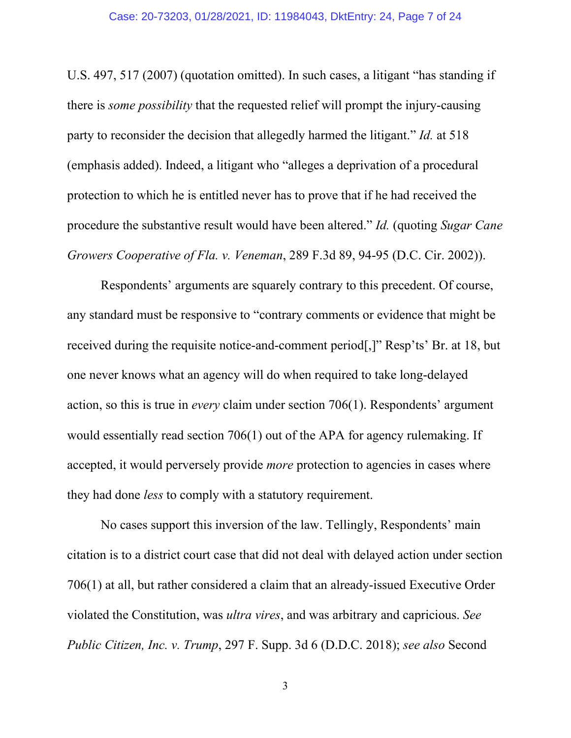U.S. 497, 517 (2007) (quotation omitted). In such cases, a litigant "has standing if there is *some possibility* that the requested relief will prompt the injury-causing party to reconsider the decision that allegedly harmed the litigant." *Id.* at 518 (emphasis added). Indeed, a litigant who "alleges a deprivation of a procedural protection to which he is entitled never has to prove that if he had received the procedure the substantive result would have been altered." *Id.* (quoting *Sugar Cane Growers Cooperative of Fla. v. Veneman*, 289 F.3d 89, 94-95 (D.C. Cir. 2002)).

Respondents' arguments are squarely contrary to this precedent. Of course, any standard must be responsive to "contrary comments or evidence that might be received during the requisite notice-and-comment period[,]" Resp'ts' Br. at 18, but one never knows what an agency will do when required to take long-delayed action, so this is true in *every* claim under section 706(1). Respondents' argument would essentially read section 706(1) out of the APA for agency rulemaking. If accepted, it would perversely provide *more* protection to agencies in cases where they had done *less* to comply with a statutory requirement.

No cases support this inversion of the law. Tellingly, Respondents' main citation is to a district court case that did not deal with delayed action under section 706(1) at all, but rather considered a claim that an already-issued Executive Order violated the Constitution, was *ultra vires*, and was arbitrary and capricious. *See Public Citizen, Inc. v. Trump*, 297 F. Supp. 3d 6 (D.D.C. 2018); *see also* Second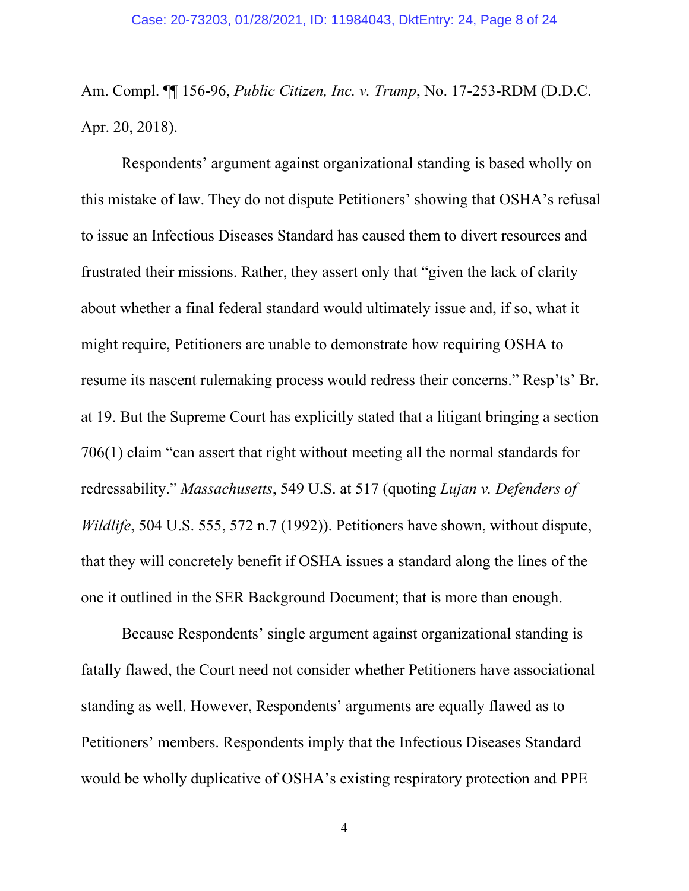Am. Compl. ¶¶ 156-96, *Public Citizen, Inc. v. Trump*, No. 17-253-RDM (D.D.C. Apr. 20, 2018).

Respondents' argument against organizational standing is based wholly on this mistake of law. They do not dispute Petitioners' showing that OSHA's refusal to issue an Infectious Diseases Standard has caused them to divert resources and frustrated their missions. Rather, they assert only that "given the lack of clarity about whether a final federal standard would ultimately issue and, if so, what it might require, Petitioners are unable to demonstrate how requiring OSHA to resume its nascent rulemaking process would redress their concerns." Resp'ts' Br. at 19. But the Supreme Court has explicitly stated that a litigant bringing a section 706(1) claim "can assert that right without meeting all the normal standards for redressability." *Massachusetts*, 549 U.S. at 517 (quoting *Lujan v. Defenders of Wildlife*, 504 U.S. 555, 572 n.7 (1992)). Petitioners have shown, without dispute, that they will concretely benefit if OSHA issues a standard along the lines of the one it outlined in the SER Background Document; that is more than enough.

Because Respondents' single argument against organizational standing is fatally flawed, the Court need not consider whether Petitioners have associational standing as well. However, Respondents' arguments are equally flawed as to Petitioners' members. Respondents imply that the Infectious Diseases Standard would be wholly duplicative of OSHA's existing respiratory protection and PPE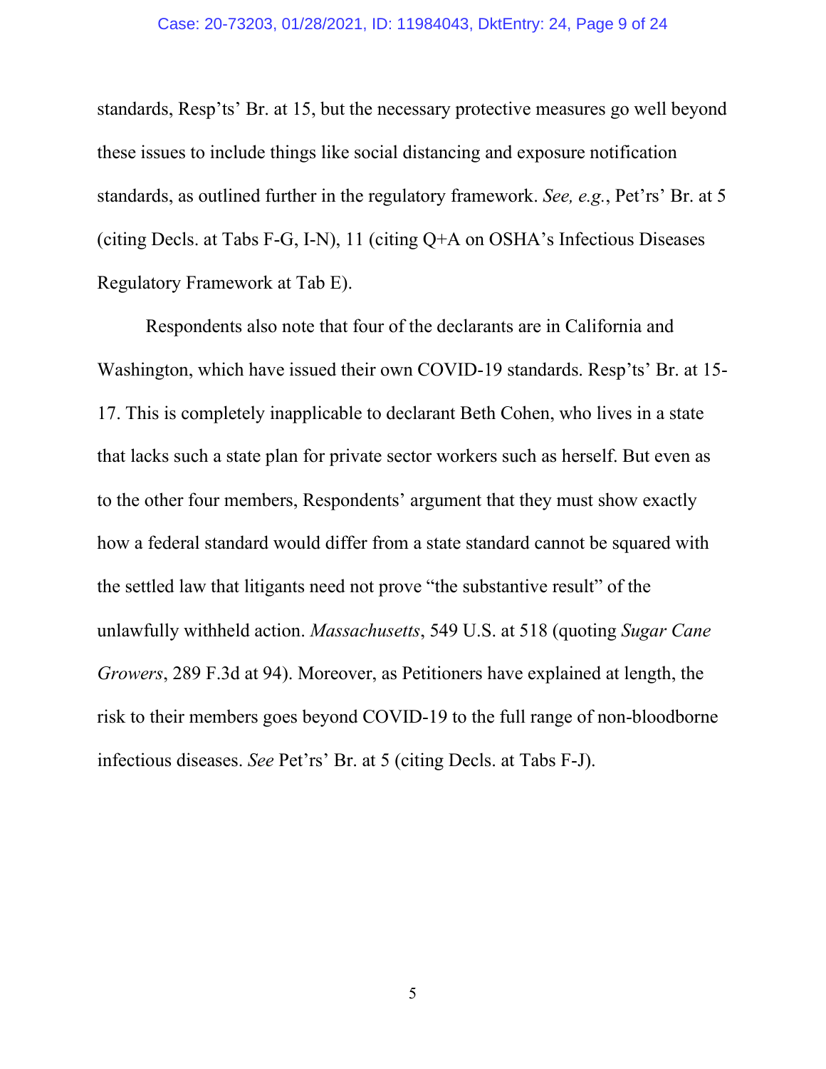standards, Resp'ts' Br. at 15, but the necessary protective measures go well beyond these issues to include things like social distancing and exposure notification standards, as outlined further in the regulatory framework. *See, e.g.*, Pet'rs' Br. at 5 (citing Decls. at Tabs F-G, I-N), 11 (citing Q+A on OSHA's Infectious Diseases Regulatory Framework at Tab E).

Respondents also note that four of the declarants are in California and Washington, which have issued their own COVID-19 standards. Resp'ts' Br. at 15-17. This is completely inapplicable to declarant Beth Cohen, who lives in a state that lacks such a state plan for private sector workers such as herself. But even as to the other four members, Respondents' argument that they must show exactly how a federal standard would differ from a state standard cannot be squared with the settled law that litigants need not prove "the substantive result" of the unlawfully withheld action. *Massachusetts*, 549 U.S. at 518 (quoting *Sugar Cane Growers*, 289 F.3d at 94). Moreover, as Petitioners have explained at length, the risk to their members goes beyond COVID-19 to the full range of non-bloodborne infectious diseases. *See* Pet'rs' Br. at 5 (citing Decls. at Tabs F-J).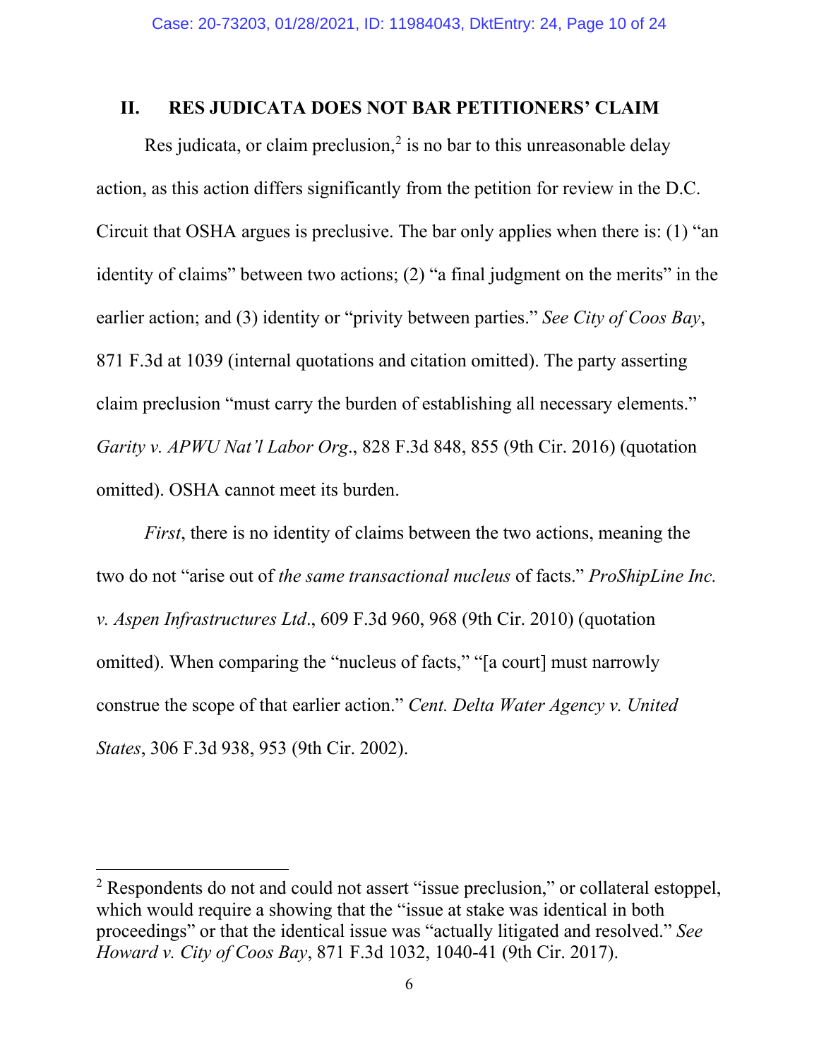## II. RES JUDICATA DOES NOT BAR PETITIONERS' CLAIM

Res judicata, or claim preclusion,[2] is no bar to this unreasonable delay action, as this action differs significantly from the petition for review in the D.C. Circuit that OSHA argues is preclusive. The bar only applies when there is: (1) "an identity of claims" between two actions; (2) "a final judgment on the merits" in the earlier action; and (3) identity or "privity between parties." *See City of Coos Bay*, 871 F.3d at 1039 (internal quotations and citation omitted). The party asserting claim preclusion "must carry the burden of establishing all necessary elements." *Garity v. APWU Nat'l Labor Org*., 828 F.3d 848, 855 (9th Cir. 2016) (quotation omitted). OSHA cannot meet its burden.

*First*, there is no identity of claims between the two actions, meaning the two do not "arise out of *the same transactional nucleus* of facts." *ProShipLine Inc. v. Aspen Infrastructures Ltd*., 609 F.3d 960, 968 (9th Cir. 2010) (quotation omitted). When comparing the "nucleus of facts," "[a court] must narrowly construe the scope of that earlier action." *Cent. Delta Water Agency v. United States*, 306 F.3d 938, 953 (9th Cir. 2002).

---

[2] Respondents do not and could not assert "issue preclusion," or collateral estoppel, which would require a showing that the "issue at stake was identical in both proceedings" or that the identical issue was "actually litigated and resolved." *See Howard v. City of Coos Bay*, 871 F.3d 1032, 1040-41 (9th Cir. 2017).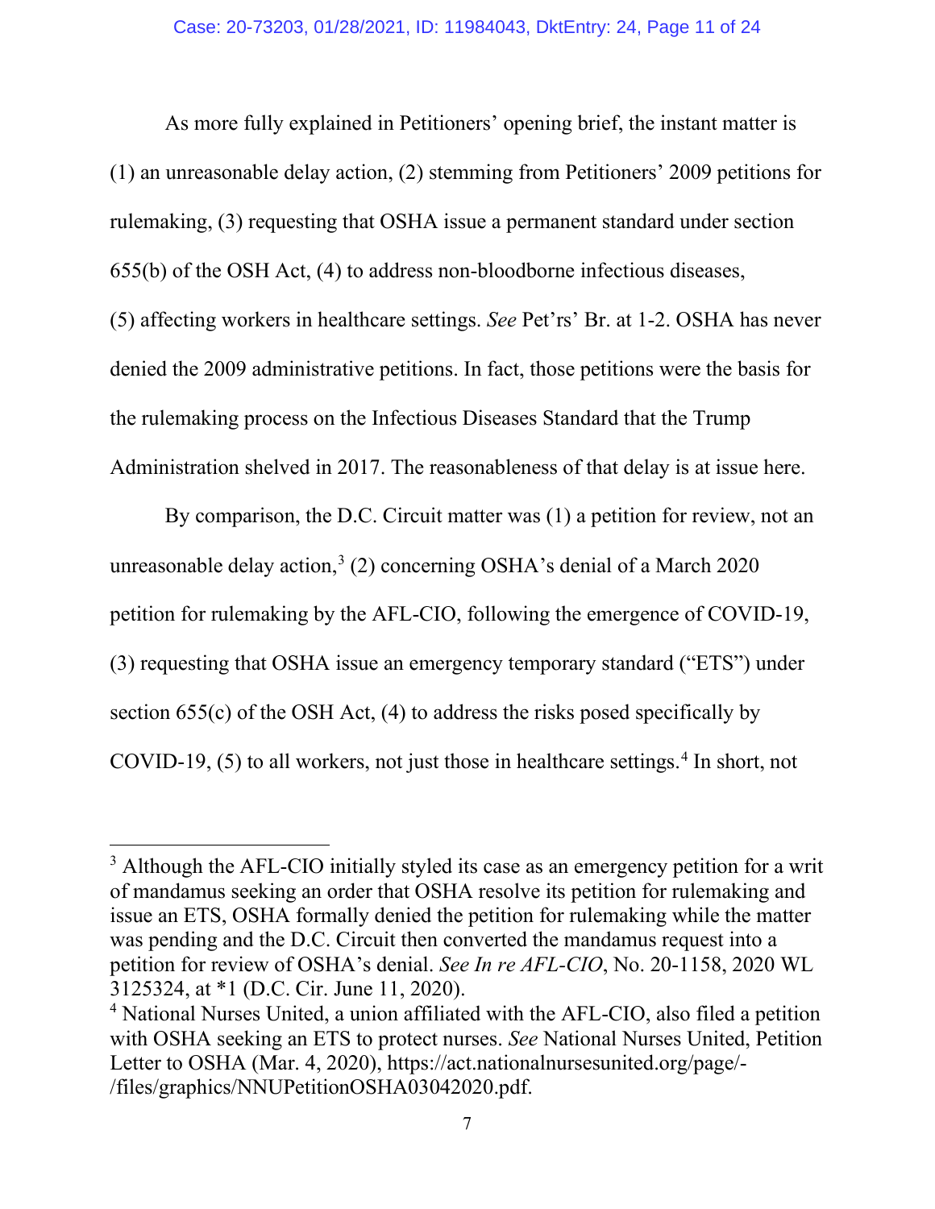As more fully explained in Petitioners' opening brief, the instant matter is (1) an unreasonable delay action, (2) stemming from Petitioners' 2009 petitions for rulemaking, (3) requesting that OSHA issue a permanent standard under section 655(b) of the OSH Act, (4) to address non-bloodborne infectious diseases, (5) affecting workers in healthcare settings. *See* Pet'rs' Br. at 1-2. OSHA has never denied the 2009 administrative petitions. In fact, those petitions were the basis for the rulemaking process on the Infectious Diseases Standard that the Trump Administration shelved in 2017. The reasonableness of that delay is at issue here.

By comparison, the D.C. Circuit matter was (1) a petition for review, not an unreasonable delay action,[3] (2) concerning OSHA's denial of a March 2020 petition for rulemaking by the AFL-CIO, following the emergence of COVID-19, (3) requesting that OSHA issue an emergency temporary standard ("ETS") under section 655(c) of the OSH Act, (4) to address the risks posed specifically by COVID-19, (5) to all workers, not just those in healthcare settings.[4] In short, not

---

[3] Although the AFL-CIO initially styled its case as an emergency petition for a writ of mandamus seeking an order that OSHA resolve its petition for rulemaking and issue an ETS, OSHA formally denied the petition for rulemaking while the matter was pending and the D.C. Circuit then converted the mandamus request into a petition for review of OSHA's denial. *See In re AFL-CIO*, No. 20-1158, 2020 WL 3125324, at *1 (D.C. Cir. June 11, 2020).

[4] National Nurses United, a union affiliated with the AFL-CIO, also filed a petition with OSHA seeking an ETS to protect nurses. *See* National Nurses United, Petition Letter to OSHA (Mar. 4, 2020), https://act.nationalnursesunited.org/page/-/files/graphics/NNUPetitionOSHA03042020.pdf.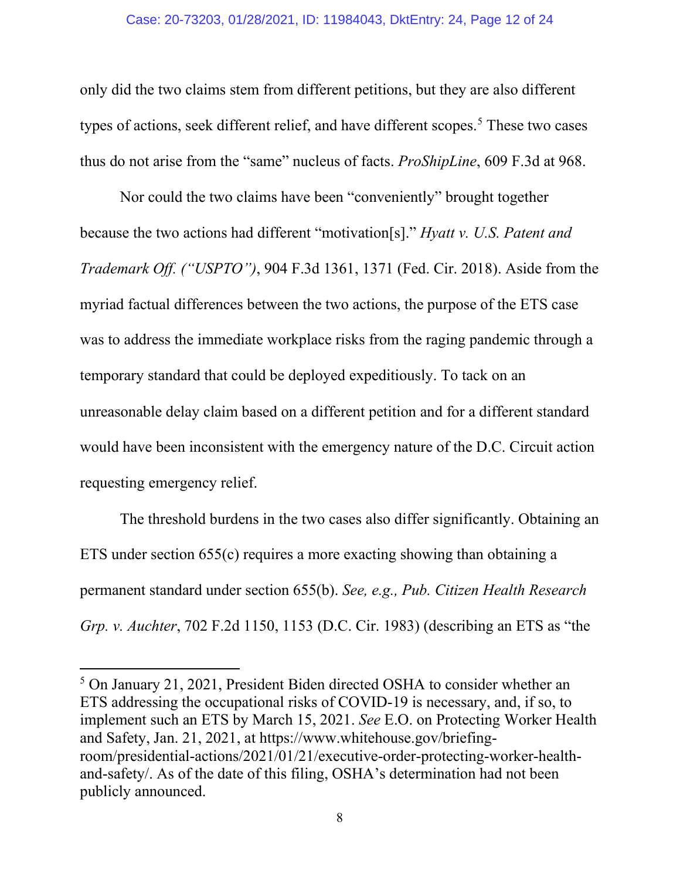only did the two claims stem from different petitions, but they are also different types of actions, seek different relief, and have different scopes.[5] These two cases thus do not arise from the "same" nucleus of facts. *ProShipLine*, 609 F.3d at 968.

Nor could the two claims have been "conveniently" brought together because the two actions had different "motivation[s]." *Hyatt v. U.S. Patent and Trademark Off. ("USPTO")*, 904 F.3d 1361, 1371 (Fed. Cir. 2018). Aside from the myriad factual differences between the two actions, the purpose of the ETS case was to address the immediate workplace risks from the raging pandemic through a temporary standard that could be deployed expeditiously. To tack on an unreasonable delay claim based on a different petition and for a different standard would have been inconsistent with the emergency nature of the D.C. Circuit action requesting emergency relief.

The threshold burdens in the two cases also differ significantly. Obtaining an ETS under section 655(c) requires a more exacting showing than obtaining a permanent standard under section 655(b). *See, e.g., Pub. Citizen Health Research Grp. v. Auchter*, 702 F.2d 1150, 1153 (D.C. Cir. 1983) (describing an ETS as "the

---

[5] On January 21, 2021, President Biden directed OSHA to consider whether an ETS addressing the occupational risks of COVID-19 is necessary, and, if so, to implement such an ETS by March 15, 2021. *See* E.O. on Protecting Worker Health and Safety, Jan. 21, 2021, at https://www.whitehouse.gov/briefing-room/presidential-actions/2021/01/21/executive-order-protecting-worker-health-and-safety/. As of the date of this filing, OSHA's determination had not been publicly announced.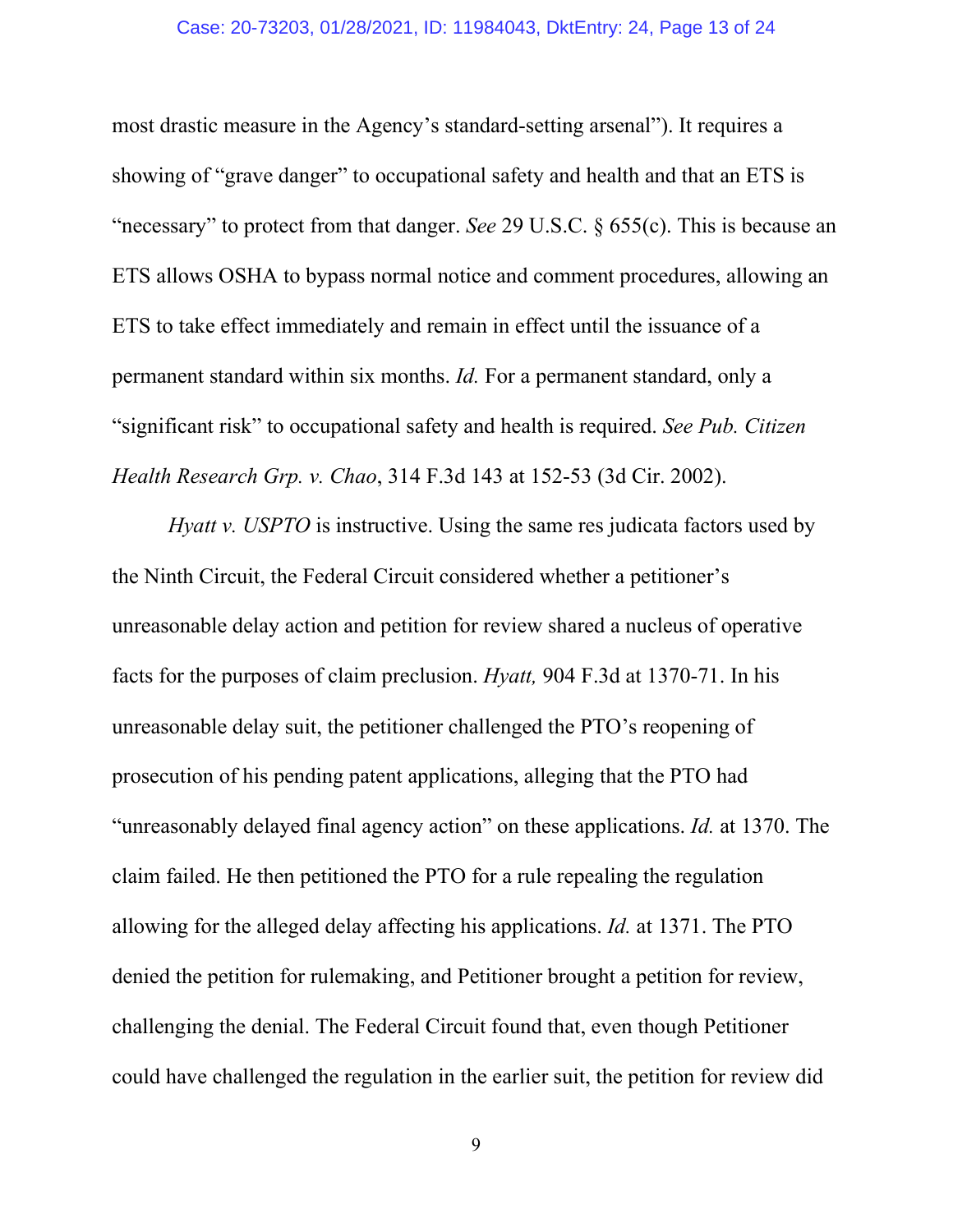most drastic measure in the Agency's standard-setting arsenal"). It requires a showing of "grave danger" to occupational safety and health and that an ETS is "necessary" to protect from that danger. *See* 29 U.S.C. § 655(c). This is because an ETS allows OSHA to bypass normal notice and comment procedures, allowing an ETS to take effect immediately and remain in effect until the issuance of a permanent standard within six months. *Id.* For a permanent standard, only a "significant risk" to occupational safety and health is required. *See Pub. Citizen Health Research Grp. v. Chao*, 314 F.3d 143 at 152-53 (3d Cir. 2002).

*Hyatt v. USPTO* is instructive. Using the same res judicata factors used by the Ninth Circuit, the Federal Circuit considered whether a petitioner's unreasonable delay action and petition for review shared a nucleus of operative facts for the purposes of claim preclusion. *Hyatt,* 904 F.3d at 1370-71. In his unreasonable delay suit, the petitioner challenged the PTO's reopening of prosecution of his pending patent applications, alleging that the PTO had "unreasonably delayed final agency action" on these applications. *Id.* at 1370. The claim failed. He then petitioned the PTO for a rule repealing the regulation allowing for the alleged delay affecting his applications. *Id.* at 1371. The PTO denied the petition for rulemaking, and Petitioner brought a petition for review, challenging the denial. The Federal Circuit found that, even though Petitioner could have challenged the regulation in the earlier suit, the petition for review did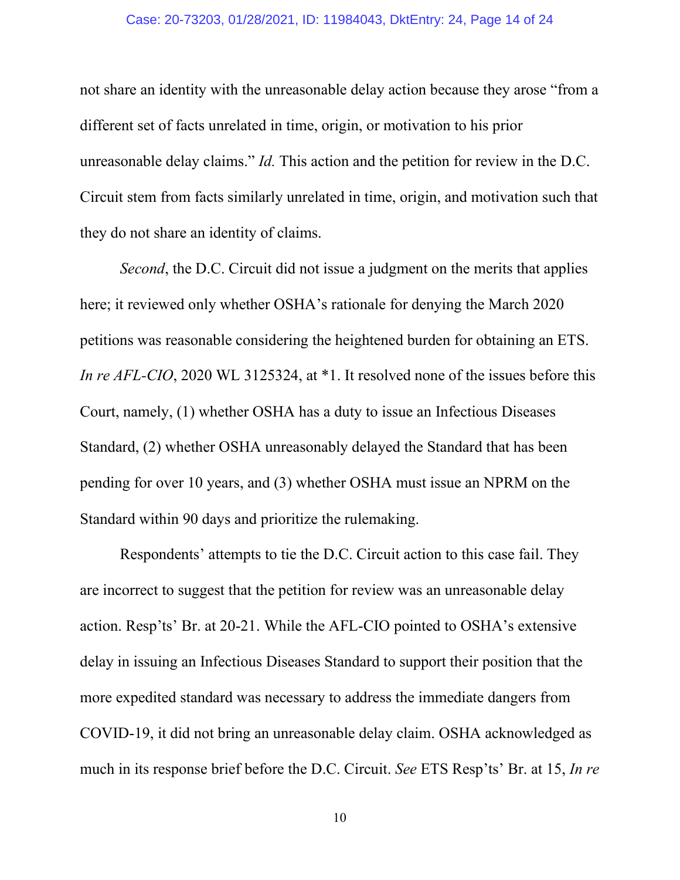not share an identity with the unreasonable delay action because they arose "from a different set of facts unrelated in time, origin, or motivation to his prior unreasonable delay claims." *Id.* This action and the petition for review in the D.C. Circuit stem from facts similarly unrelated in time, origin, and motivation such that they do not share an identity of claims.

*Second*, the D.C. Circuit did not issue a judgment on the merits that applies here; it reviewed only whether OSHA's rationale for denying the March 2020 petitions was reasonable considering the heightened burden for obtaining an ETS. *In re AFL-CIO*, 2020 WL 3125324, at *1. It resolved none of the issues before this Court, namely, (1) whether OSHA has a duty to issue an Infectious Diseases Standard, (2) whether OSHA unreasonably delayed the Standard that has been pending for over 10 years, and (3) whether OSHA must issue an NPRM on the Standard within 90 days and prioritize the rulemaking.

Respondents' attempts to tie the D.C. Circuit action to this case fail. They are incorrect to suggest that the petition for review was an unreasonable delay action. Resp'ts' Br. at 20-21. While the AFL-CIO pointed to OSHA's extensive delay in issuing an Infectious Diseases Standard to support their position that the more expedited standard was necessary to address the immediate dangers from COVID-19, it did not bring an unreasonable delay claim. OSHA acknowledged as much in its response brief before the D.C. Circuit. *See* ETS Resp'ts' Br. at 15, *In re*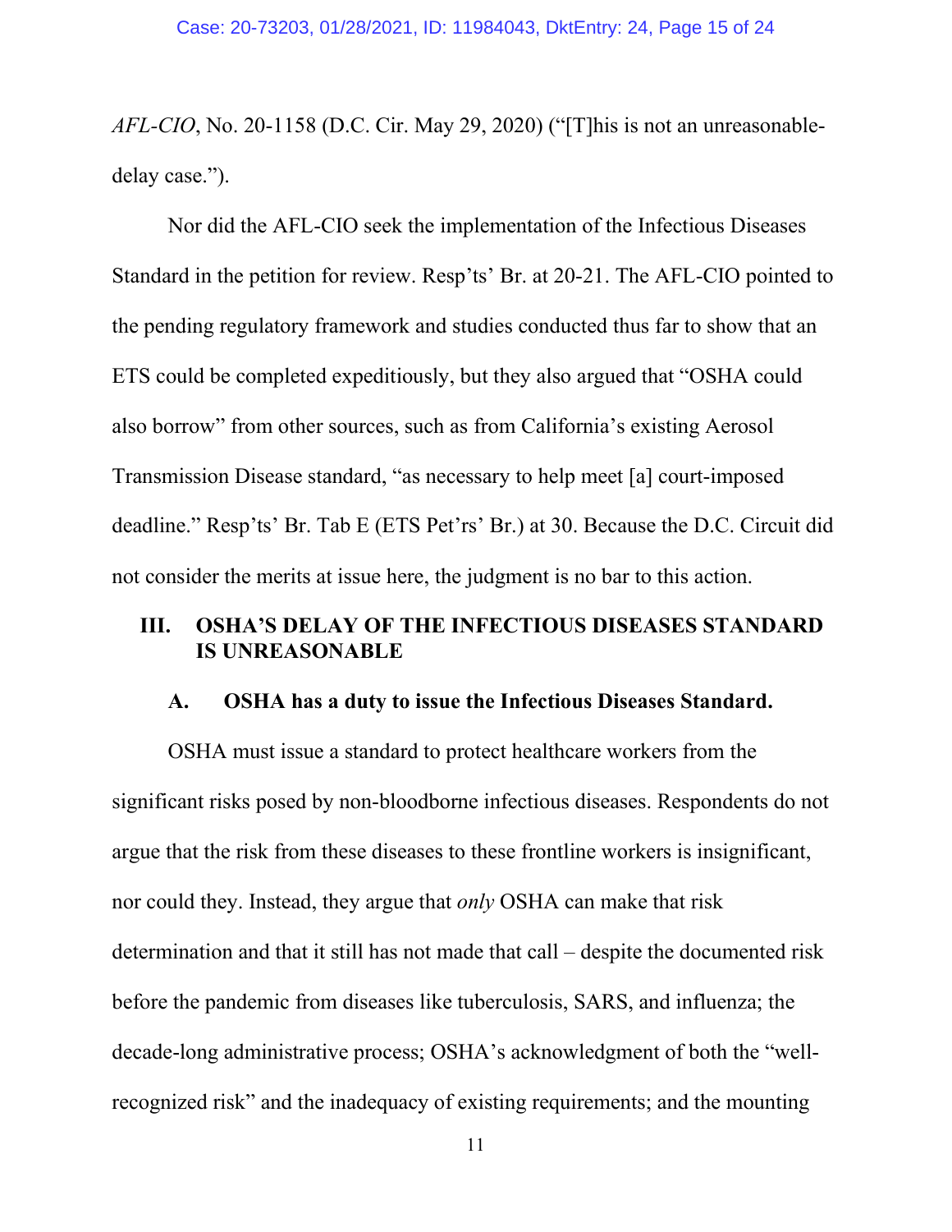*AFL-CIO*, No. 20-1158 (D.C. Cir. May 29, 2020) ("[T]his is not an unreasonable-delay case.").

Nor did the AFL-CIO seek the implementation of the Infectious Diseases Standard in the petition for review. Resp'ts' Br. at 20-21. The AFL-CIO pointed to the pending regulatory framework and studies conducted thus far to show that an ETS could be completed expeditiously, but they also argued that "OSHA could also borrow" from other sources, such as from California's existing Aerosol Transmission Disease standard, "as necessary to help meet [a] court-imposed deadline." Resp'ts' Br. Tab E (ETS Pet'rs' Br.) at 30. Because the D.C. Circuit did not consider the merits at issue here, the judgment is no bar to this action.

## III. OSHA'S DELAY OF THE INFECTIOUS DISEASES STANDARD IS UNREASONABLE

### A. OSHA has a duty to issue the Infectious Diseases Standard.

OSHA must issue a standard to protect healthcare workers from the significant risks posed by non-bloodborne infectious diseases. Respondents do not argue that the risk from these diseases to these frontline workers is insignificant, nor could they. Instead, they argue that *only* OSHA can make that risk determination and that it still has not made that call – despite the documented risk before the pandemic from diseases like tuberculosis, SARS, and influenza; the decade-long administrative process; OSHA's acknowledgment of both the "well-recognized risk" and the inadequacy of existing requirements; and the mounting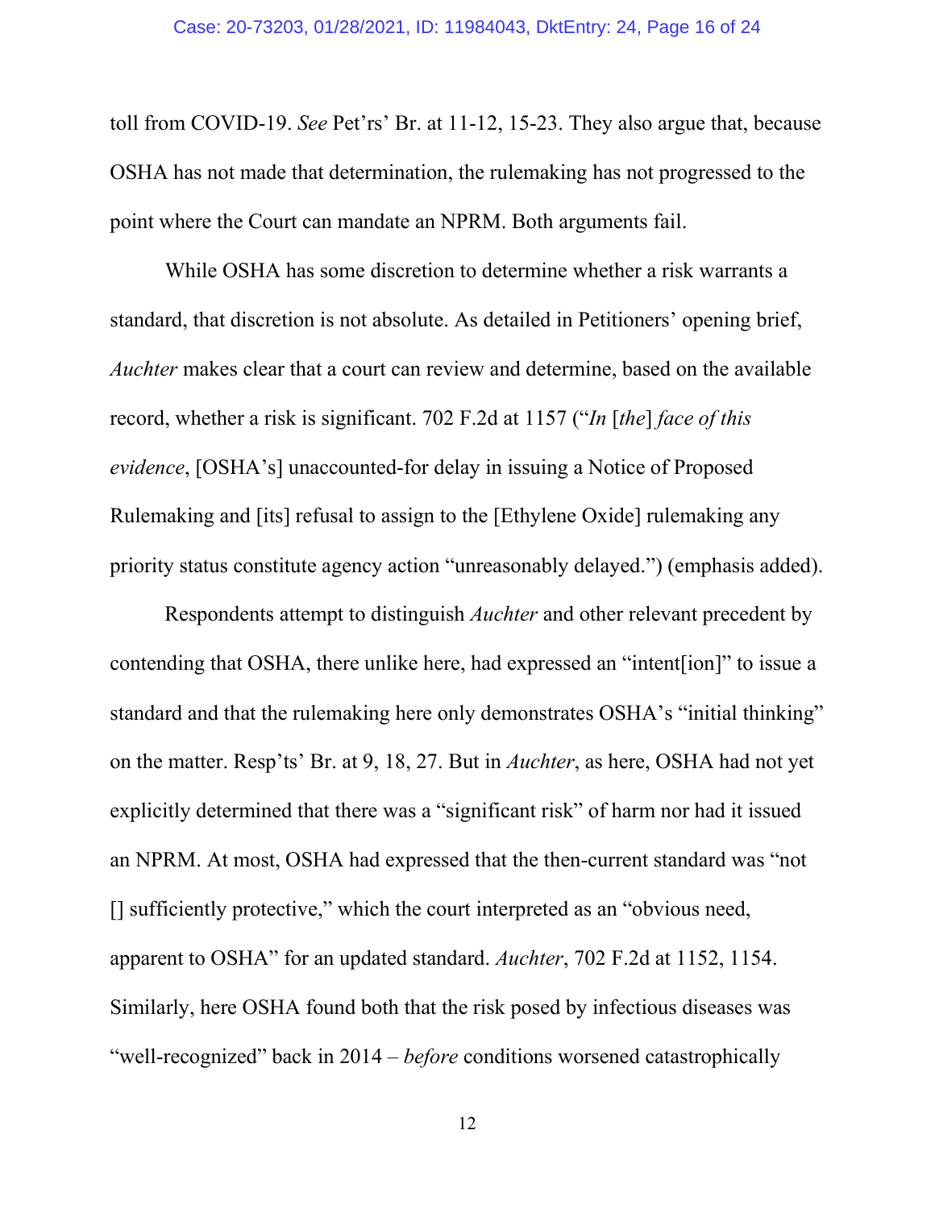toll from COVID-19. *See* Pet'rs' Br. at 11-12, 15-23. They also argue that, because OSHA has not made that determination, the rulemaking has not progressed to the point where the Court can mandate an NPRM. Both arguments fail.

While OSHA has some discretion to determine whether a risk warrants a standard, that discretion is not absolute. As detailed in Petitioners' opening brief, *Auchter* makes clear that a court can review and determine, based on the available record, whether a risk is significant. 702 F.2d at 1157 ("*In* [*the*] *face of this evidence*, [OSHA's] unaccounted-for delay in issuing a Notice of Proposed Rulemaking and [its] refusal to assign to the [Ethylene Oxide] rulemaking any priority status constitute agency action "unreasonably delayed.") (emphasis added).

Respondents attempt to distinguish *Auchter* and other relevant precedent by contending that OSHA, there unlike here, had expressed an "intent[ion]" to issue a standard and that the rulemaking here only demonstrates OSHA's "initial thinking" on the matter. Resp'ts' Br. at 9, 18, 27. But in *Auchter*, as here, OSHA had not yet explicitly determined that there was a "significant risk" of harm nor had it issued an NPRM. At most, OSHA had expressed that the then-current standard was "not [] sufficiently protective," which the court interpreted as an "obvious need, apparent to OSHA" for an updated standard. *Auchter*, 702 F.2d at 1152, 1154. Similarly, here OSHA found both that the risk posed by infectious diseases was "well-recognized" back in 2014 – *before* conditions worsened catastrophically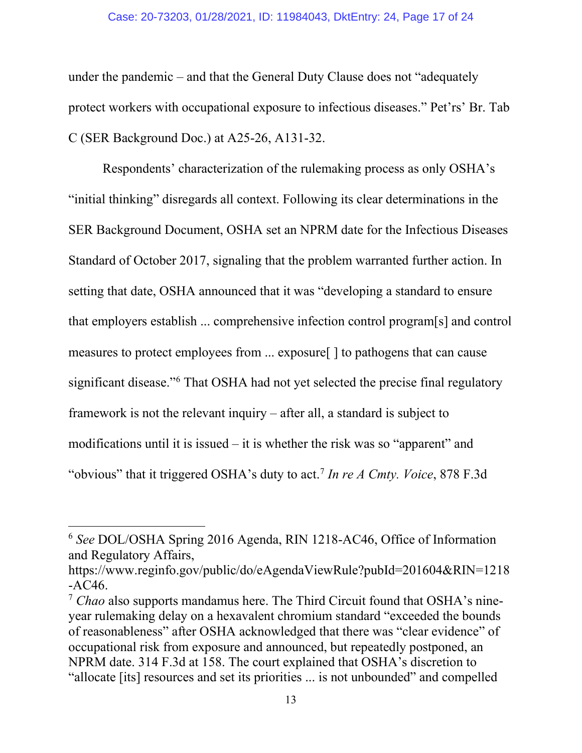under the pandemic – and that the General Duty Clause does not "adequately protect workers with occupational exposure to infectious diseases." Pet'rs' Br. Tab C (SER Background Doc.) at A25-26, A131-32.

Respondents' characterization of the rulemaking process as only OSHA's "initial thinking" disregards all context. Following its clear determinations in the SER Background Document, OSHA set an NPRM date for the Infectious Diseases Standard of October 2017, signaling that the problem warranted further action. In setting that date, OSHA announced that it was "developing a standard to ensure that employers establish ... comprehensive infection control program[s] and control measures to protect employees from ... exposure[ ] to pathogens that can cause significant disease."[6] That OSHA had not yet selected the precise final regulatory framework is not the relevant inquiry – after all, a standard is subject to modifications until it is issued – it is whether the risk was so "apparent" and "obvious" that it triggered OSHA's duty to act.[7] *In re A Cmty. Voice*, 878 F.3d

---

[6] *See* DOL/OSHA Spring 2016 Agenda, RIN 1218-AC46, Office of Information and Regulatory Affairs, https://www.reginfo.gov/public/do/eAgendaViewRule?pubId=201604&RIN=1218-AC46.

[7] *Chao* also supports mandamus here. The Third Circuit found that OSHA's nine-year rulemaking delay on a hexavalent chromium standard "exceeded the bounds of reasonableness" after OSHA acknowledged that there was "clear evidence" of occupational risk from exposure and announced, but repeatedly postponed, an NPRM date. 314 F.3d at 158. The court explained that OSHA's discretion to "allocate [its] resources and set its priorities ... is not unbounded" and compelled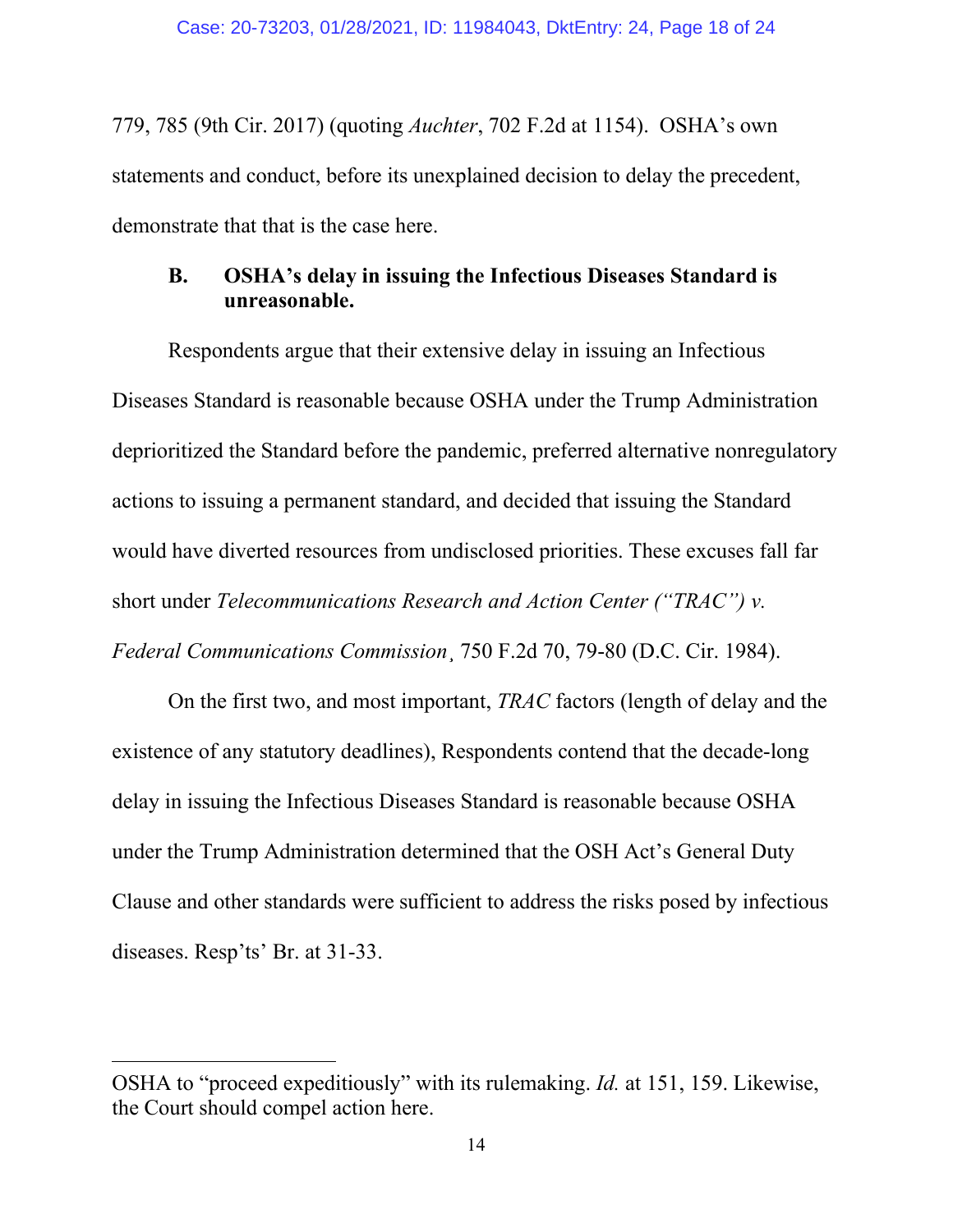779, 785 (9th Cir. 2017) (quoting *Auchter*, 702 F.2d at 1154). OSHA's own statements and conduct, before its unexplained decision to delay the precedent, demonstrate that that is the case here.

### B. OSHA's delay in issuing the Infectious Diseases Standard is unreasonable.

Respondents argue that their extensive delay in issuing an Infectious Diseases Standard is reasonable because OSHA under the Trump Administration deprioritized the Standard before the pandemic, preferred alternative nonregulatory actions to issuing a permanent standard, and decided that issuing the Standard would have diverted resources from undisclosed priorities. These excuses fall far short under *Telecommunications Research and Action Center ("TRAC") v. Federal Communications Commission*¸ 750 F.2d 70, 79-80 (D.C. Cir. 1984).

On the first two, and most important, *TRAC* factors (length of delay and the existence of any statutory deadlines), Respondents contend that the decade-long delay in issuing the Infectious Diseases Standard is reasonable because OSHA under the Trump Administration determined that the OSH Act's General Duty Clause and other standards were sufficient to address the risks posed by infectious diseases. Resp'ts' Br. at 31-33.

---

OSHA to "proceed expeditiously" with its rulemaking. *Id.* at 151, 159. Likewise, the Court should compel action here.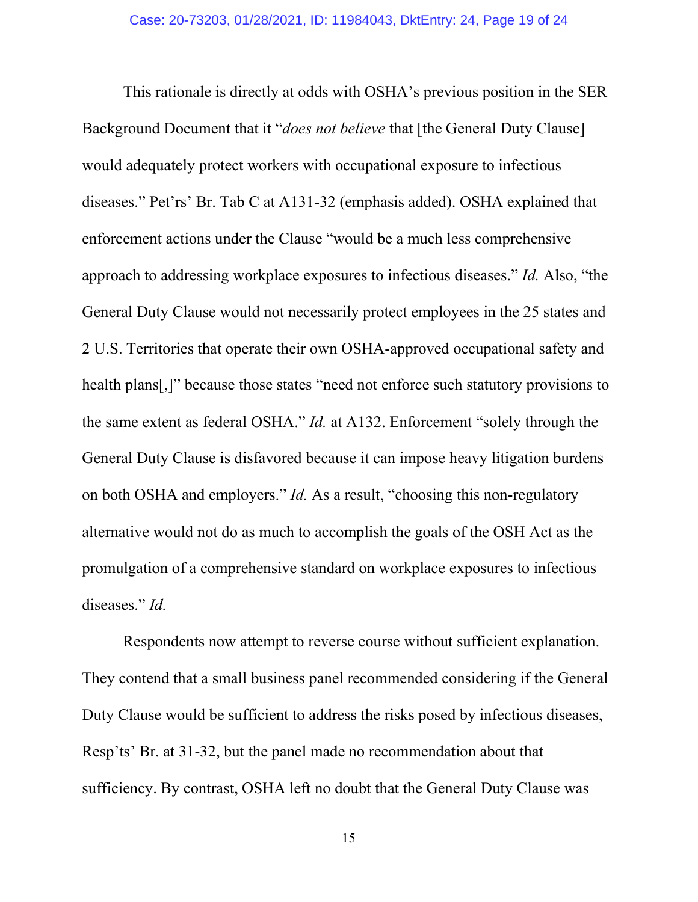This rationale is directly at odds with OSHA's previous position in the SER Background Document that it "*does not believe* that [the General Duty Clause] would adequately protect workers with occupational exposure to infectious diseases." Pet'rs' Br. Tab C at A131-32 (emphasis added). OSHA explained that enforcement actions under the Clause "would be a much less comprehensive approach to addressing workplace exposures to infectious diseases." *Id.* Also, "the General Duty Clause would not necessarily protect employees in the 25 states and 2 U.S. Territories that operate their own OSHA-approved occupational safety and health plans[,]" because those states "need not enforce such statutory provisions to the same extent as federal OSHA." *Id.* at A132. Enforcement "solely through the General Duty Clause is disfavored because it can impose heavy litigation burdens on both OSHA and employers." *Id.* As a result, "choosing this non-regulatory alternative would not do as much to accomplish the goals of the OSH Act as the promulgation of a comprehensive standard on workplace exposures to infectious diseases." *Id.*

Respondents now attempt to reverse course without sufficient explanation. They contend that a small business panel recommended considering if the General Duty Clause would be sufficient to address the risks posed by infectious diseases, Resp'ts' Br. at 31-32, but the panel made no recommendation about that sufficiency. By contrast, OSHA left no doubt that the General Duty Clause was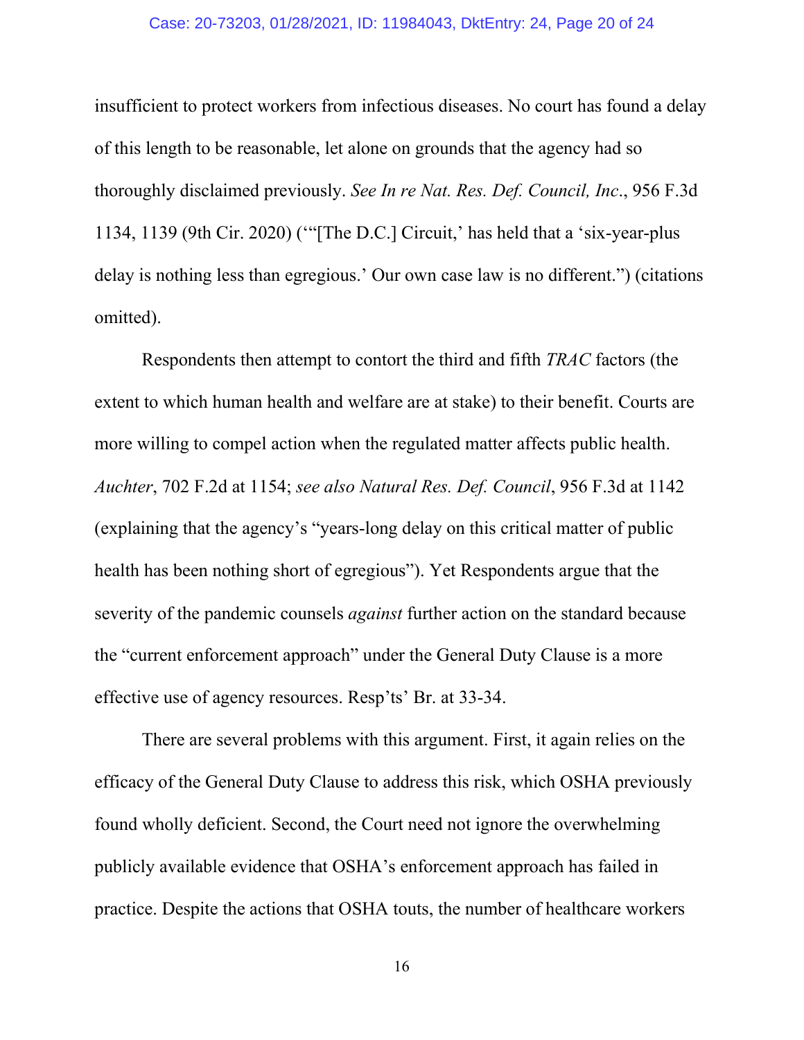insufficient to protect workers from infectious diseases. No court has found a delay of this length to be reasonable, let alone on grounds that the agency had so thoroughly disclaimed previously. *See In re Nat. Res. Def. Council, Inc.*, 956 F.3d 1134, 1139 (9th Cir. 2020) ('"[The D.C.] Circuit,' has held that a 'six-year-plus delay is nothing less than egregious.' Our own case law is no different.") (citations omitted).

Respondents then attempt to contort the third and fifth *TRAC* factors (the extent to which human health and welfare are at stake) to their benefit. Courts are more willing to compel action when the regulated matter affects public health. *Auchter*, 702 F.2d at 1154; *see also Natural Res. Def. Council*, 956 F.3d at 1142 (explaining that the agency's "years-long delay on this critical matter of public health has been nothing short of egregious"). Yet Respondents argue that the severity of the pandemic counsels *against* further action on the standard because the "current enforcement approach" under the General Duty Clause is a more effective use of agency resources. Resp'ts' Br. at 33-34.

There are several problems with this argument. First, it again relies on the efficacy of the General Duty Clause to address this risk, which OSHA previously found wholly deficient. Second, the Court need not ignore the overwhelming publicly available evidence that OSHA's enforcement approach has failed in practice. Despite the actions that OSHA touts, the number of healthcare workers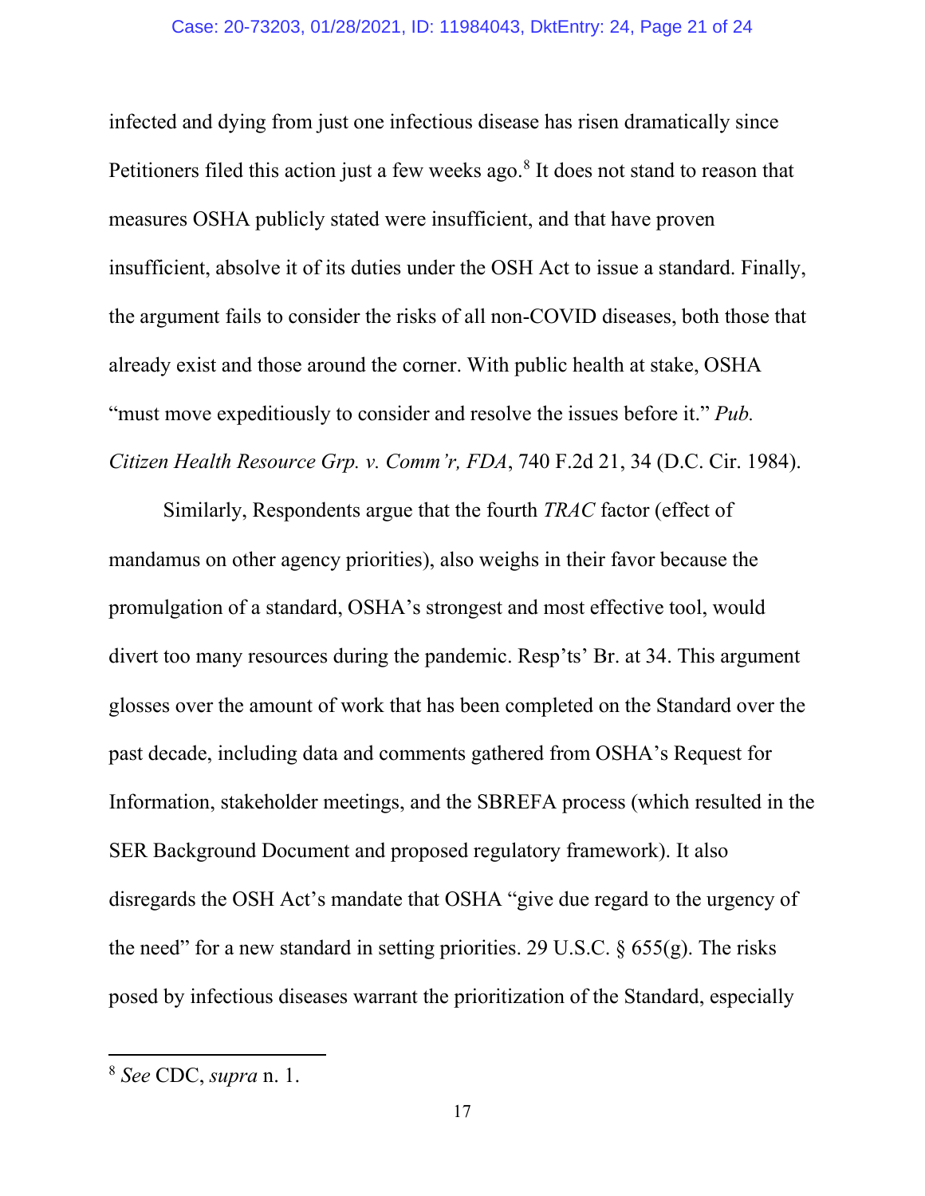infected and dying from just one infectious disease has risen dramatically since Petitioners filed this action just a few weeks ago.[8] It does not stand to reason that measures OSHA publicly stated were insufficient, and that have proven insufficient, absolve it of its duties under the OSH Act to issue a standard. Finally, the argument fails to consider the risks of all non-COVID diseases, both those that already exist and those around the corner. With public health at stake, OSHA "must move expeditiously to consider and resolve the issues before it." *Pub. Citizen Health Resource Grp. v. Comm'r, FDA*, 740 F.2d 21, 34 (D.C. Cir. 1984).

Similarly, Respondents argue that the fourth *TRAC* factor (effect of mandamus on other agency priorities), also weighs in their favor because the promulgation of a standard, OSHA's strongest and most effective tool, would divert too many resources during the pandemic. Resp'ts' Br. at 34. This argument glosses over the amount of work that has been completed on the Standard over the past decade, including data and comments gathered from OSHA's Request for Information, stakeholder meetings, and the SBREFA process (which resulted in the SER Background Document and proposed regulatory framework). It also disregards the OSH Act's mandate that OSHA "give due regard to the urgency of the need" for a new standard in setting priorities. 29 U.S.C. § 655(g). The risks posed by infectious diseases warrant the prioritization of the Standard, especially

---

[8] *See* CDC, *supra* n. 1.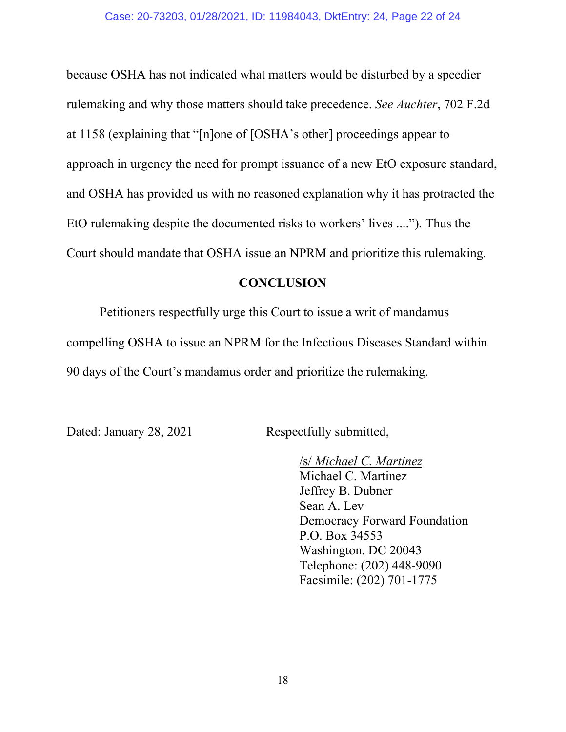because OSHA has not indicated what matters would be disturbed by a speedier rulemaking and why those matters should take precedence. *See Auchter*, 702 F.2d at 1158 (explaining that "[n]one of [OSHA's other] proceedings appear to approach in urgency the need for prompt issuance of a new EtO exposure standard, and OSHA has provided us with no reasoned explanation why it has protracted the EtO rulemaking despite the documented risks to workers' lives ...."). Thus the Court should mandate that OSHA issue an NPRM and prioritize this rulemaking.

## CONCLUSION

Petitioners respectfully urge this Court to issue a writ of mandamus compelling OSHA to issue an NPRM for the Infectious Diseases Standard within 90 days of the Court's mandamus order and prioritize the rulemaking.

Dated: January 28, 2021

Respectfully submitted,

/s/ *Michael C. Martinez*
Michael C. Martinez
Jeffrey B. Dubner
Sean A. Lev
Democracy Forward Foundation
P.O. Box 34553
Washington, DC 20043
Telephone: (202) 448-9090
Facsimile: (202) 701-1775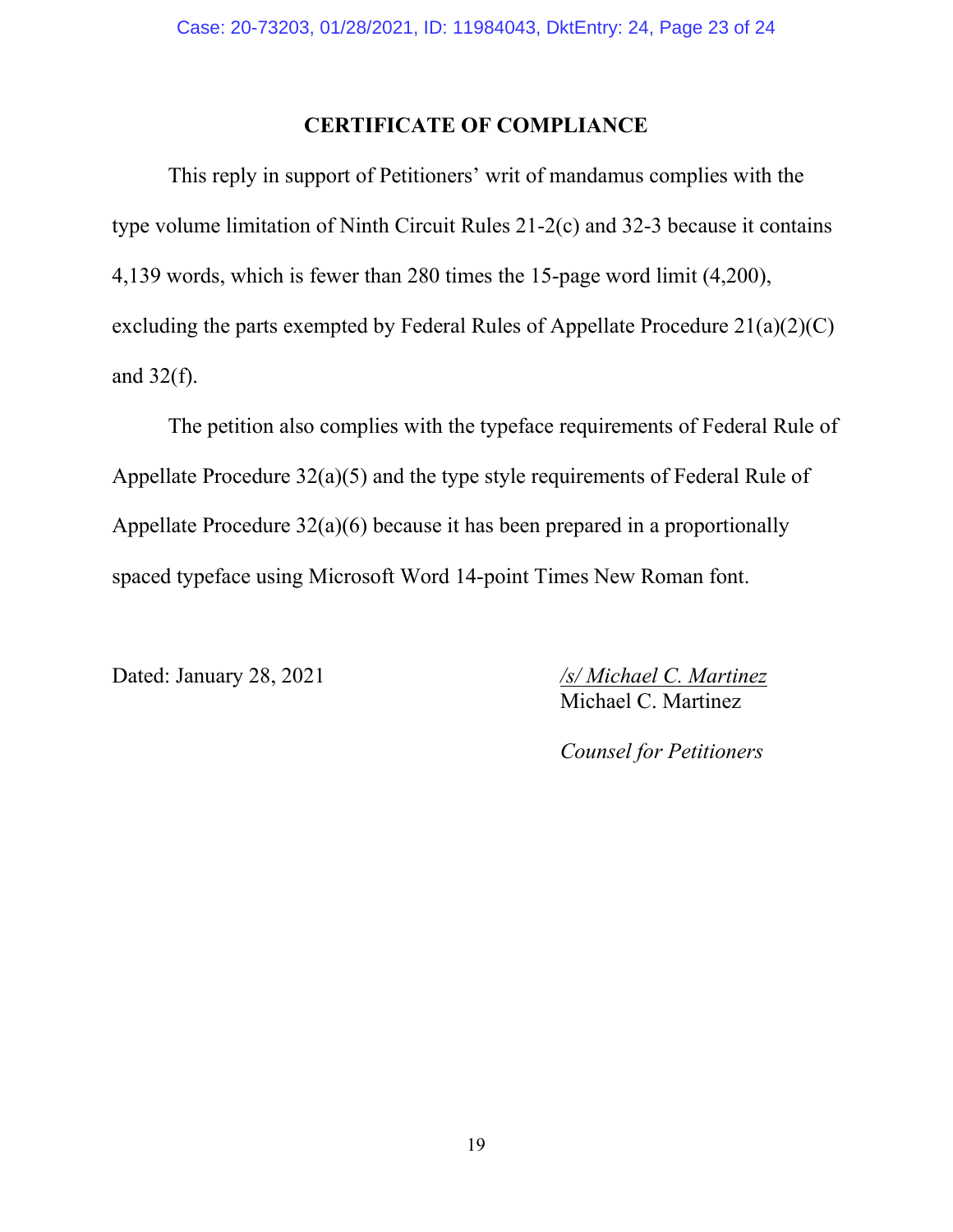## CERTIFICATE OF COMPLIANCE

This reply in support of Petitioners' writ of mandamus complies with the type volume limitation of Ninth Circuit Rules 21-2(c) and 32-3 because it contains 4,139 words, which is fewer than 280 times the 15-page word limit (4,200), excluding the parts exempted by Federal Rules of Appellate Procedure 21(a)(2)(C) and 32(f).

The petition also complies with the typeface requirements of Federal Rule of Appellate Procedure 32(a)(5) and the type style requirements of Federal Rule of Appellate Procedure 32(a)(6) because it has been prepared in a proportionally spaced typeface using Microsoft Word 14-point Times New Roman font.

Dated: January 28, 2021

*/s/ Michael C. Martinez*
Michael C. Martinez

*Counsel for Petitioners*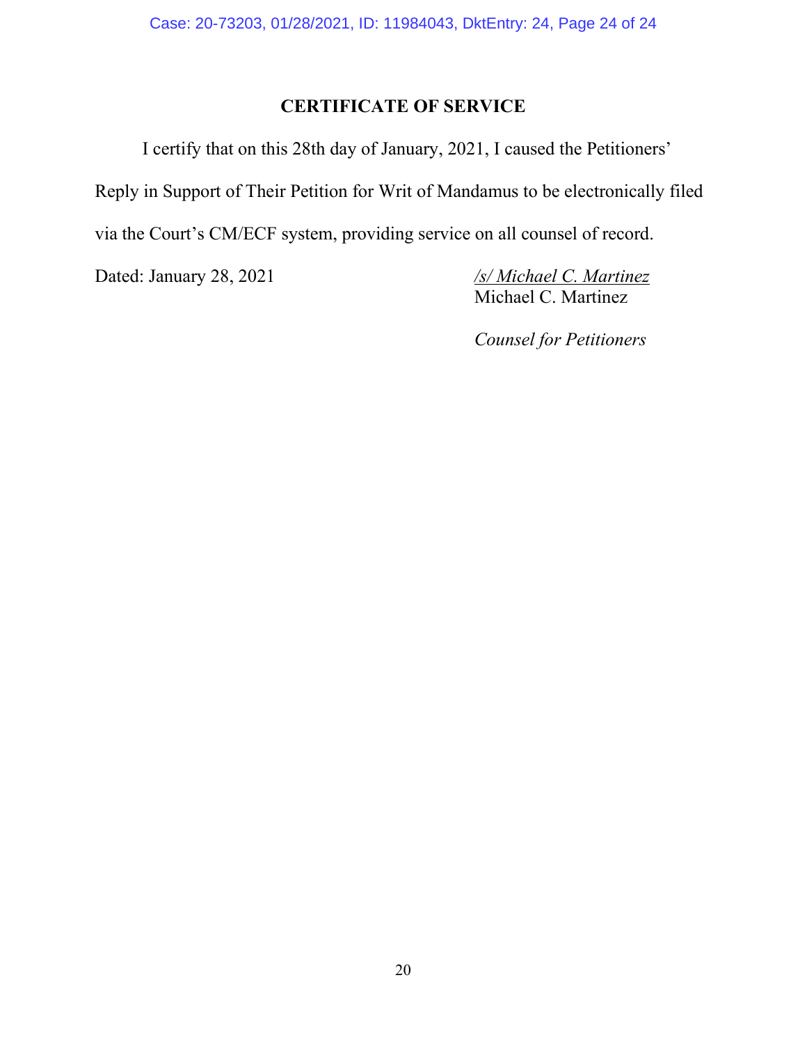# CERTIFICATE OF SERVICE

I certify that on this 28th day of January, 2021, I caused the Petitioners' Reply in Support of Their Petition for Writ of Mandamus to be electronically filed via the Court's CM/ECF system, providing service on all counsel of record.

Dated: January 28, 2021

/s/ Michael C. Martinez
Michael C. Martinez

*Counsel for Petitioners*